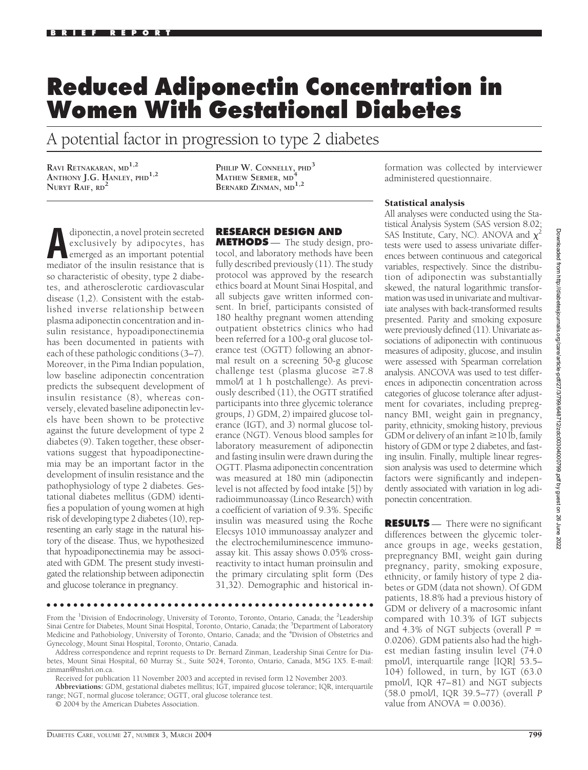BRIEF REPORT

# Reduced Adiponectin Concentration in Women With Gestational Diabetes

## A potential factor in progression to type 2 diabetes

RAVI RETNAKARAN, MD[1,2]
ANTHONY J.G. HANLEY, PHD[1,2]
NURYT RAIF, RD[2]
PHILIP W. CONNELLY, PHD[3]
MATHEW SERMER, MD[4]
BERNARD ZINMAN, MD[1,2]

Adiponectin, a novel protein secreted exclusively by adipocytes, has emerged as an important potential mediator of the insulin resistance that is so characteristic of obesity, type 2 diabetes, and atherosclerotic cardiovascular disease (1,2). Consistent with the established inverse relationship between plasma adiponectin concentration and insulin resistance, hypoadiponectinemia has been documented in patients with each of these pathologic conditions (3–7). Moreover, in the Pima Indian population, low baseline adiponectin concentration predicts the subsequent development of insulin resistance (8), whereas conversely, elevated baseline adiponectin levels have been shown to be protective against the future development of type 2 diabetes (9). Taken together, these observations suggest that hypoadiponectinemia may be an important factor in the development of insulin resistance and the pathophysiology of type 2 diabetes. Gestational diabetes mellitus (GDM) identifies a population of young women at high risk of developing type 2 diabetes (10), representing an early stage in the natural history of the disease. Thus, we hypothesized that hypoadiponectinemia may be associated with GDM. The present study investigated the relationship between adiponectin and glucose tolerance in pregnancy.

## RESEARCH DESIGN AND METHODS

The study design, protocol, and laboratory methods have been fully described previously (11). The study protocol was approved by the research ethics board at Mount Sinai Hospital, and all subjects gave written informed consent. In brief, participants consisted of 180 healthy pregnant women attending outpatient obstetrics clinics who had been referred for a 100-g oral glucose tolerance test (OGTT) following an abnormal result on a screening 50-g glucose challenge test (plasma glucose ≥7.8 mmol/l at 1 h postchallenge). As previously described (11), the OGTT stratified participants into three glycemic tolerance groups, *1*) GDM, *2*) impaired glucose tolerance (IGT), and *3*) normal glucose tolerance (NGT). Venous blood samples for laboratory measurement of adiponectin and fasting insulin were drawn during the OGTT. Plasma adiponectin concentration was measured at 180 min (adiponectin level is not affected by food intake [5]) by radioimmunoassay (Linco Research) with a coefficient of variation of 9.3%. Specific insulin was measured using the Roche Elecsys 1010 immunoassay analyzer and the electrochemiluminescence immunoassay kit. This assay shows 0.05% cross-reactivity to intact human proinsulin and the primary circulating split form (Des 31,32). Demographic and historical information was collected by interviewer administered questionnaire.

### Statistical analysis

All analyses were conducted using the Statistical Analysis System (SAS version 8.02; SAS Institute, Cary, NC). ANOVA and $\chi^2$ tests were used to assess univariate differences between continuous and categorical variables, respectively. Since the distribution of adiponectin was substantially skewed, the natural logarithmic transformation was used in univariate and multivariate analyses with back-transformed results presented. Parity and smoking exposure were previously defined (11). Univariate associations of adiponectin with continuous measures of adiposity, glucose, and insulin were assessed with Spearman correlation analysis. ANCOVA was used to test differences in adiponectin concentration across categories of glucose tolerance after adjustment for covariates, including prepregnancy BMI, weight gain in pregnancy, parity, ethnicity, smoking history, previous GDM or delivery of an infant ≥10 lb, family history of GDM or type 2 diabetes, and fasting insulin. Finally, multiple linear regression analysis was used to determine which factors were significantly and independently associated with variation in log adiponectin concentration.

## RESULTS

There were no significant differences between the glycemic tolerance groups in age, weeks gestation, prepregnancy BMI, weight gain during pregnancy, parity, smoking exposure, ethnicity, or family history of type 2 diabetes or GDM (data not shown). Of GDM patients, 18.8% had a previous history of GDM or delivery of a macrosomic infant compared with 10.3% of IGT subjects and 4.3% of NGT subjects (overall $P = 0.0206$). GDM patients also had the highest median fasting insulin level (74.0 pmol/l, interquartile range [IQR] 53.5–104) followed, in turn, by IGT (63.0 pmol/l, IQR 47–81) and NGT subjects (58.0 pmol/l, IQR 39.5–77) (overall $P$ value from ANOVA = 0.0036).

---

From the [1]Division of Endocrinology, University of Toronto, Toronto, Ontario, Canada; the [2]Leadership Sinai Centre for Diabetes, Mount Sinai Hospital, Toronto, Ontario, Canada; the [3]Department of Laboratory Medicine and Pathobiology, University of Toronto, Ontario, Canada; and the [4]Division of Obstetrics and Gynecology, Mount Sinai Hospital, Toronto, Ontario, Canada.

Address correspondence and reprint requests to Dr. Bernard Zinman, Leadership Sinai Centre for Diabetes, Mount Sinai Hospital, 60 Murray St., Suite 5024, Toronto, Ontario, Canada, M5G 1X5. E-mail: zinman@mshri.on.ca.

Received for publication 11 November 2003 and accepted in revised form 12 November 2003.

**Abbreviations:** GDM, gestational diabetes mellitus; IGT, impaired glucose tolerance; IQR, interquartile range; NGT, normal glucose tolerance; OGTT, oral glucose tolerance test.

© 2004 by the American Diabetes Association.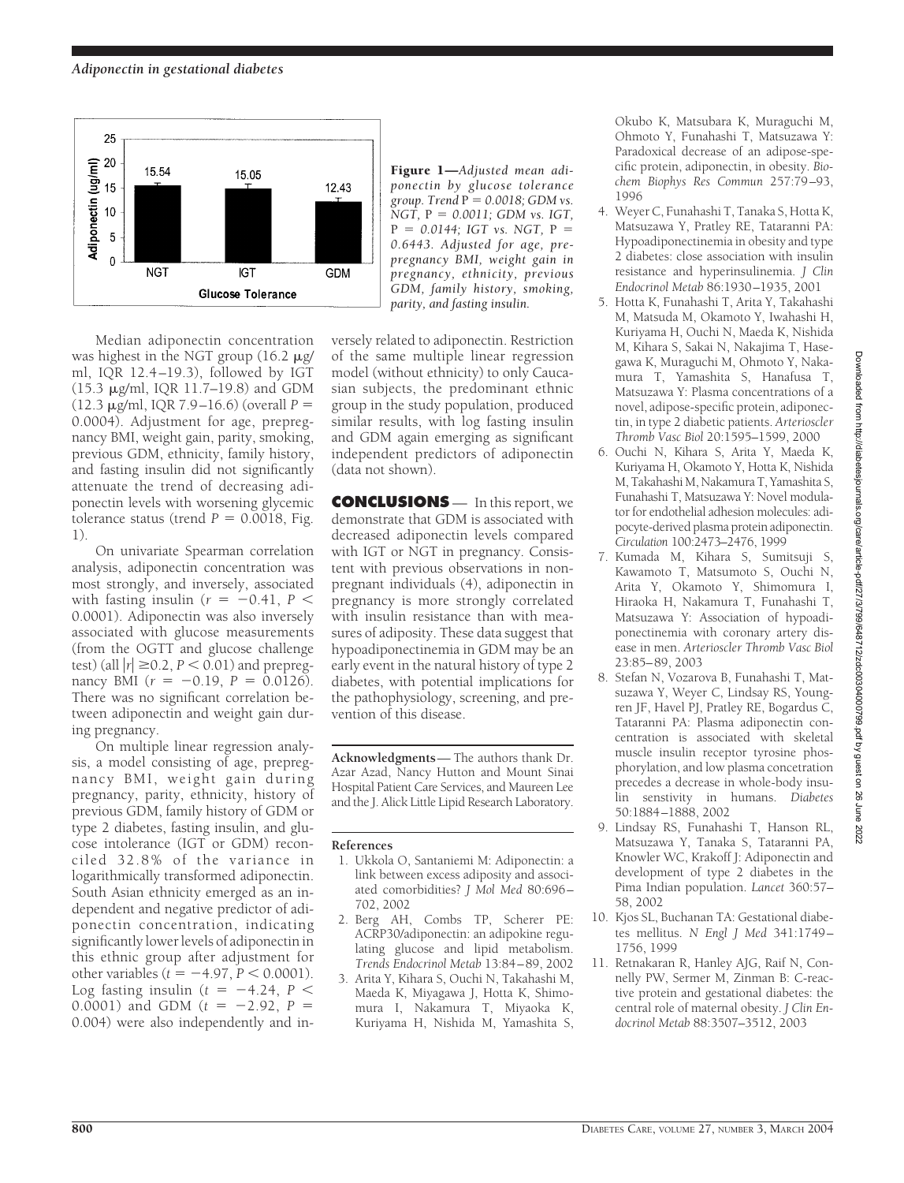25
20
15
10
5
0

Adiponectin (ug/ml)

15.54
15.05
12.43

NGT
IGT
GDM

Glucose Tolerance

**Figure 1**—*Adjusted mean adiponectin by glucose tolerance group. Trend* P *= 0.0018; GDM vs. NGT,* P *= 0.0011; GDM vs. IGT,* P *= 0.0144; IGT vs. NGT,* P *= 0.6443. Adjusted for age, prepregnancy BMI, weight gain in pregnancy, ethnicity, previous GDM, family history, smoking, parity, and fasting insulin.*

Median adiponectin concentration was highest in the NGT group (16.2 μg/ml, IQR 12.4–19.3), followed by IGT (15.3 μg/ml, IQR 11.7–19.8) and GDM (12.3 μg/ml, IQR 7.9–16.6) (overall $P = 0.0004$). Adjustment for age, prepregnancy BMI, weight gain, parity, smoking, previous GDM, ethnicity, family history, and fasting insulin did not significantly attenuate the trend of decreasing adiponectin levels with worsening glycemic tolerance status (trend $P = 0.0018$, Fig. 1).

On univariate Spearman correlation analysis, adiponectin concentration was most strongly, and inversely, associated with fasting insulin ($r = -0.41$, $P < 0.0001$). Adiponectin was also inversely associated with glucose measurements (from the OGTT and glucose challenge test) (all $|r| \geq 0.2$, $P < 0.01$) and prepregnancy BMI ($r = -0.19$, $P = 0.0126$). There was no significant correlation between adiponectin and weight gain during pregnancy.

On multiple linear regression analysis, a model consisting of age, prepregnancy BMI, weight gain during pregnancy, parity, ethnicity, history of previous GDM, family history of GDM or type 2 diabetes, fasting insulin, and glucose intolerance (IGT or GDM) reconciled 32.8% of the variance in logarithmically transformed adiponectin. South Asian ethnicity emerged as an independent and negative predictor of adiponectin concentration, indicating significantly lower levels of adiponectin in this ethnic group after adjustment for other variables ($t = -4.97$, $P < 0.0001$). Log fasting insulin ($t = -4.24$, $P < 0.0001$) and GDM ($t = -2.92$, $P = 0.004$) were also independently and inversely related to adiponectin. Restriction of the same multiple linear regression model (without ethnicity) to only Caucasian subjects, the predominant ethnic group in the study population, produced similar results, with log fasting insulin and GDM again emerging as significant independent predictors of adiponectin (data not shown).

## CONCLUSIONS

In this report, we demonstrate that GDM is associated with decreased adiponectin levels compared with IGT or NGT in pregnancy. Consistent with previous observations in nonpregnant individuals (4), adiponectin in pregnancy is more strongly correlated with insulin resistance than with measures of adiposity. These data suggest that hypoadiponectinemia in GDM may be an early event in the natural history of type 2 diabetes, with potential implications for the pathophysiology, screening, and prevention of this disease.

**Acknowledgments**— The authors thank Dr. Azar Azad, Nancy Hutton and Mount Sinai Hospital Patient Care Services, and Maureen Lee and the J. Alick Little Lipid Research Laboratory.

## References

1. Ukkola O, Santaniemi M: Adiponectin: a link between excess adiposity and associated comorbidities? *J Mol Med* 80:696–702, 2002
2. Berg AH, Combs TP, Scherer PE: ACRP30/adiponectin: an adipokine regulating glucose and lipid metabolism. *Trends Endocrinol Metab* 13:84–89, 2002
3. Arita Y, Kihara S, Ouchi N, Takahashi M, Maeda K, Miyagawa J, Hotta K, Shimomura I, Nakamura T, Miyaoka K, Kuriyama H, Nishida M, Yamashita S, Okubo K, Matsubara K, Muraguchi M, Ohmoto Y, Funahashi T, Matsuzawa Y: Paradoxical decrease of an adipose-specific protein, adiponectin, in obesity. *Biochem Biophys Res Commun* 257:79–93, 1996
4. Weyer C, Funahashi T, Tanaka S, Hotta K, Matsuzawa Y, Pratley RE, Tataranni PA: Hypoadiponectinemia in obesity and type 2 diabetes: close association with insulin resistance and hyperinsulinemia. *J Clin Endocrinol Metab* 86:1930–1935, 2001
5. Hotta K, Funahashi T, Arita Y, Takahashi M, Matsuda M, Okamoto Y, Iwahashi H, Kuriyama H, Ouchi N, Maeda K, Nishida M, Kihara S, Sakai N, Nakajima T, Hasegawa K, Muraguchi M, Ohmoto Y, Nakamura T, Yamashita S, Hanafusa T, Matsuzawa Y: Plasma concentrations of a novel, adipose-specific protein, adiponectin, in type 2 diabetic patients. *Arterioscler Thromb Vasc Biol* 20:1595–1599, 2000
6. Ouchi N, Kihara S, Arita Y, Maeda K, Kuriyama H, Okamoto Y, Hotta K, Nishida M, Takahashi M, Nakamura T, Yamashita S, Funahashi T, Matsuzawa Y: Novel modulator for endothelial adhesion molecules: adipocyte-derived plasma protein adiponectin. *Circulation* 100:2473–2476, 1999
7. Kumada M, Kihara S, Sumitsuji S, Kawamoto T, Matsumoto S, Ouchi N, Arita Y, Okamoto Y, Shimomura I, Hiraoka H, Nakamura T, Funahashi T, Matsuzawa Y: Association of hypoadiponectinemia with coronary artery disease in men. *Arterioscler Thromb Vasc Biol* 23:85–89, 2003
8. Stefan N, Vozarova B, Funahashi T, Matsuzawa Y, Weyer C, Lindsay RS, Youngren JF, Havel PJ, Pratley RE, Bogardus C, Tataranni PA: Plasma adiponectin concentration is associated with skeletal muscle insulin receptor tyrosine phosphorylation, and low plasma concetration precedes a decrease in whole-body insulin senstivity in humans. *Diabetes* 50:1884–1888, 2002
9. Lindsay RS, Funahashi T, Hanson RL, Matsuzawa Y, Tanaka S, Tataranni PA, Knowler WC, Krakoff J: Adiponectin and development of type 2 diabetes in the Pima Indian population. *Lancet* 360:57–58, 2002
10. Kjos SL, Buchanan TA: Gestational diabetes mellitus. *N Engl J Med* 341:1749–1756, 1999
11. Retnakaran R, Hanley AJG, Raif N, Connelly PW, Sermer M, Zinman B: C-reactive protein and gestational diabetes: the central role of maternal obesity. *J Clin Endocrinol Metab* 88:3507–3512, 2003